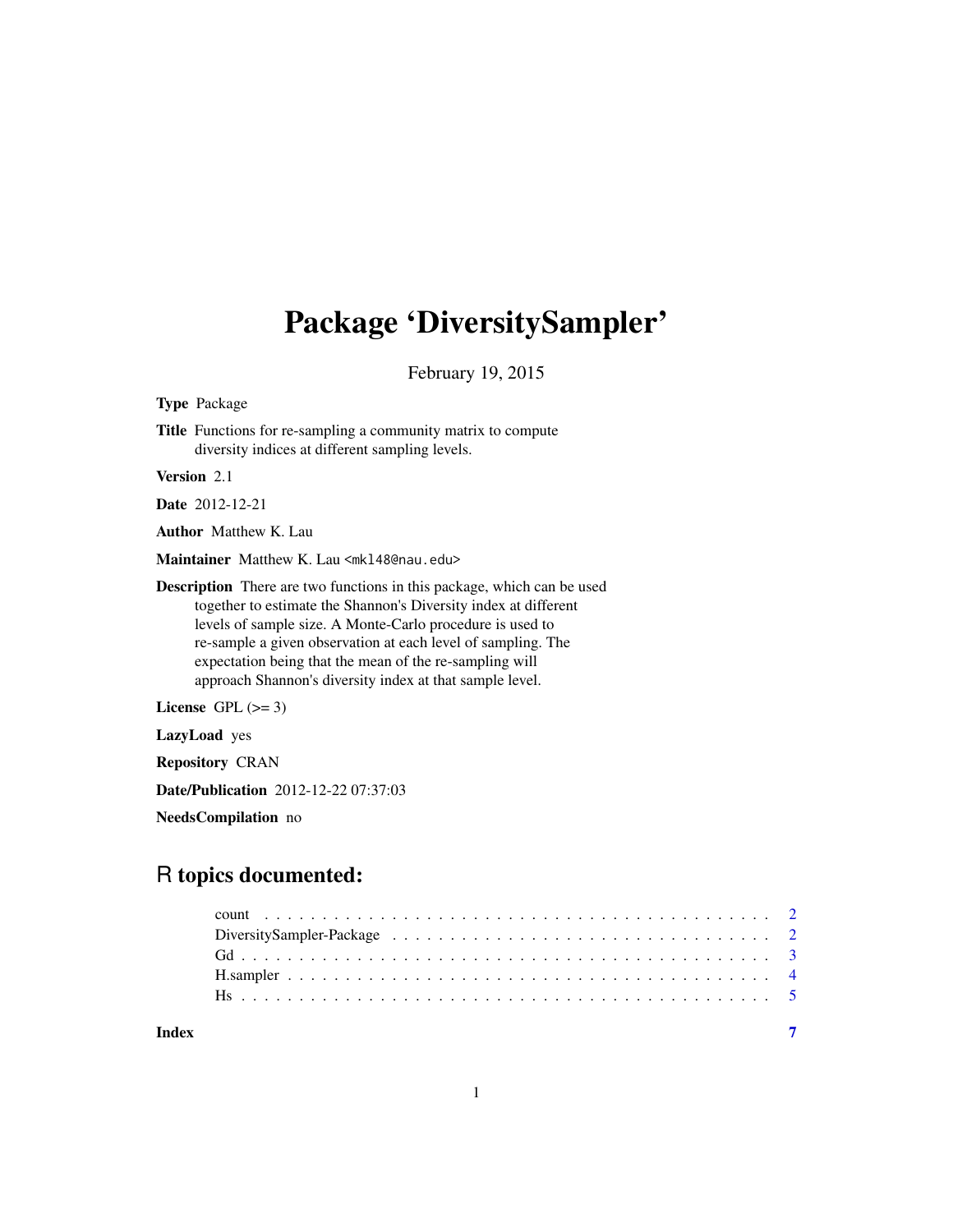# Package 'DiversitySampler'

February 19, 2015

**Type** Package

**Title** Functions for re-sampling a community matrix to compute diversity indices at different sampling levels.

**Version** 2.1

**Date** 2012-12-21

**Author** Matthew K. Lau

**Maintainer** Matthew K. Lau <mkl48@nau.edu>

**Description** There are two functions in this package, which can be used together to estimate the Shannon's Diversity index at different levels of sample size. A Monte-Carlo procedure is used to re-sample a given observation at each level of sampling. The expectation being that the mean of the re-sampling will approach Shannon's diversity index at that sample level.

**License** GPL (>= 3)

**LazyLoad** yes

**Repository** CRAN

**Date/Publication** 2012-12-22 07:37:03

**NeedsCompilation** no

## R topics documented:

- count . . . . . . . . . . . . . . . . . . . . . . . . . . . . . . . . . . . . . . . . . . 2
- DiversitySampler-Package . . . . . . . . . . . . . . . . . . . . . . . . . . . . . . . . 2
- Gd . . . . . . . . . . . . . . . . . . . . . . . . . . . . . . . . . . . . . . . . . . . . 3
- H.sampler . . . . . . . . . . . . . . . . . . . . . . . . . . . . . . . . . . . . . . . . 4
- Hs . . . . . . . . . . . . . . . . . . . . . . . . . . . . . . . . . . . . . . . . . . . . 5

**Index** **7**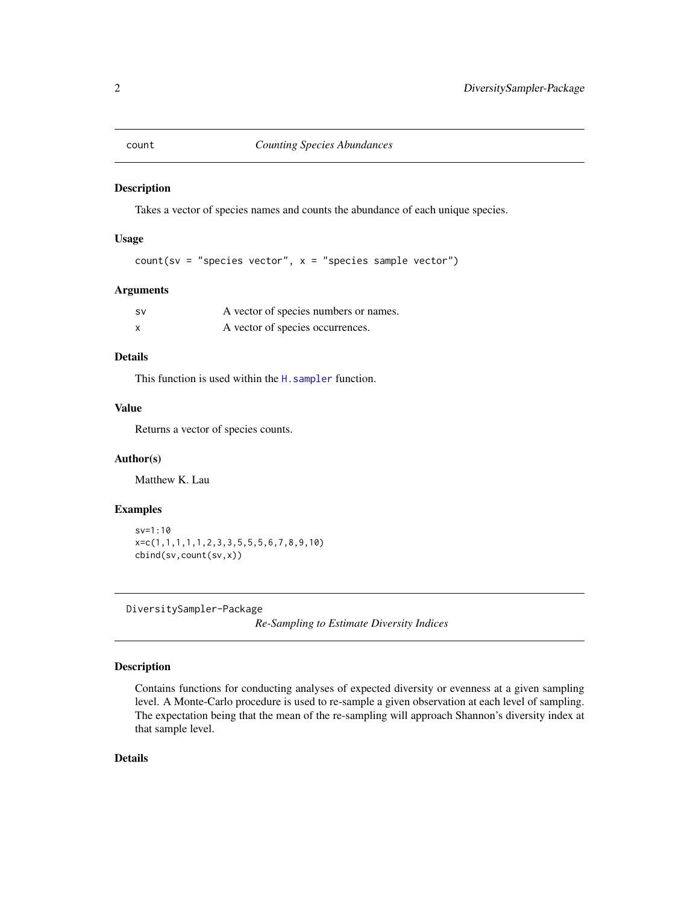## count — *Counting Species Abundances*

### Description

Takes a vector of species names and counts the abundance of each unique species.

### Usage

```
count(sv = "species vector", x = "species sample vector")
```

### Arguments

| | |
|---|---|
| sv | A vector of species numbers or names. |
| x | A vector of species occurrences. |

### Details

This function is used within the H.sampler function.

### Value

Returns a vector of species counts.

### Author(s)

Matthew K. Lau

### Examples

```
sv=1:10
x=c(1,1,1,1,1,2,3,3,5,5,5,6,7,8,9,10)
cbind(sv,count(sv,x))
```

## DiversitySampler-Package — *Re-Sampling to Estimate Diversity Indices*

### Description

Contains functions for conducting analyses of expected diversity or evenness at a given sampling level. A Monte-Carlo procedure is used to re-sample a given observation at each level of sampling. The expectation being that the mean of the re-sampling will approach Shannon's diversity index at that sample level.

### Details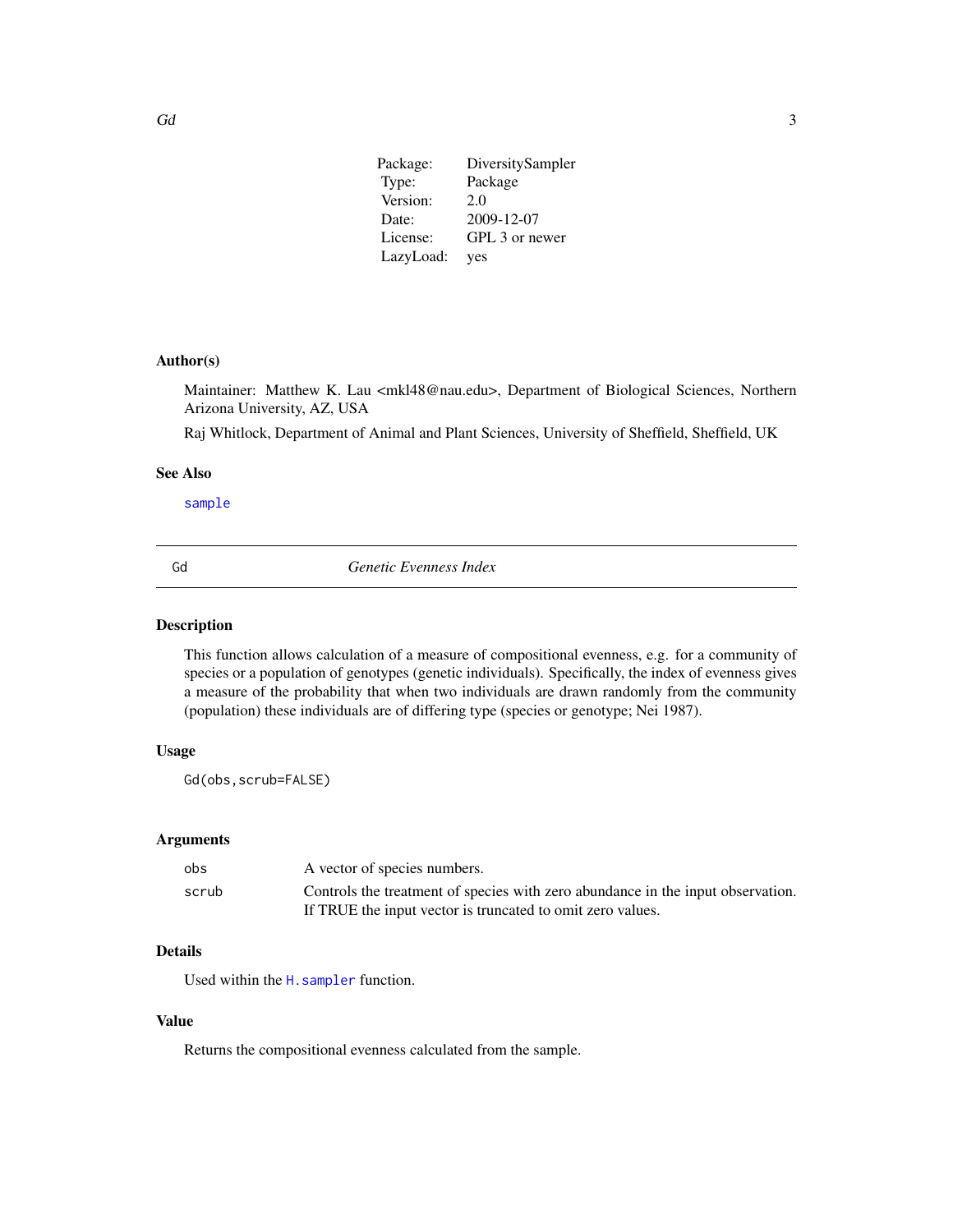| Package: | DiversitySampler |
| --- | --- |
| Type: | Package |
| Version: | 2.0 |
| Date: | 2009-12-07 |
| License: | GPL 3 or newer |
| LazyLoad: | yes |

### Author(s)

Maintainer: Matthew K. Lau <mkl48@nau.edu>, Department of Biological Sciences, Northern Arizona University, AZ, USA

Raj Whitlock, Department of Animal and Plant Sciences, University of Sheffield, Sheffield, UK

### See Also

`sample`

---

## Gd — *Genetic Evenness Index*

### Description

This function allows calculation of a measure of compositional evenness, e.g. for a community of species or a population of genotypes (genetic individuals). Specifically, the index of evenness gives a measure of the probability that when two individuals are drawn randomly from the community (population) these individuals are of differing type (species or genotype; Nei 1987).

### Usage

```
Gd(obs,scrub=FALSE)
```

### Arguments

| | |
| --- | --- |
| `obs` | A vector of species numbers. |
| `scrub` | Controls the treatment of species with zero abundance in the input observation. If TRUE the input vector is truncated to omit zero values. |

### Details

Used within the `H.sampler` function.

### Value

Returns the compositional evenness calculated from the sample.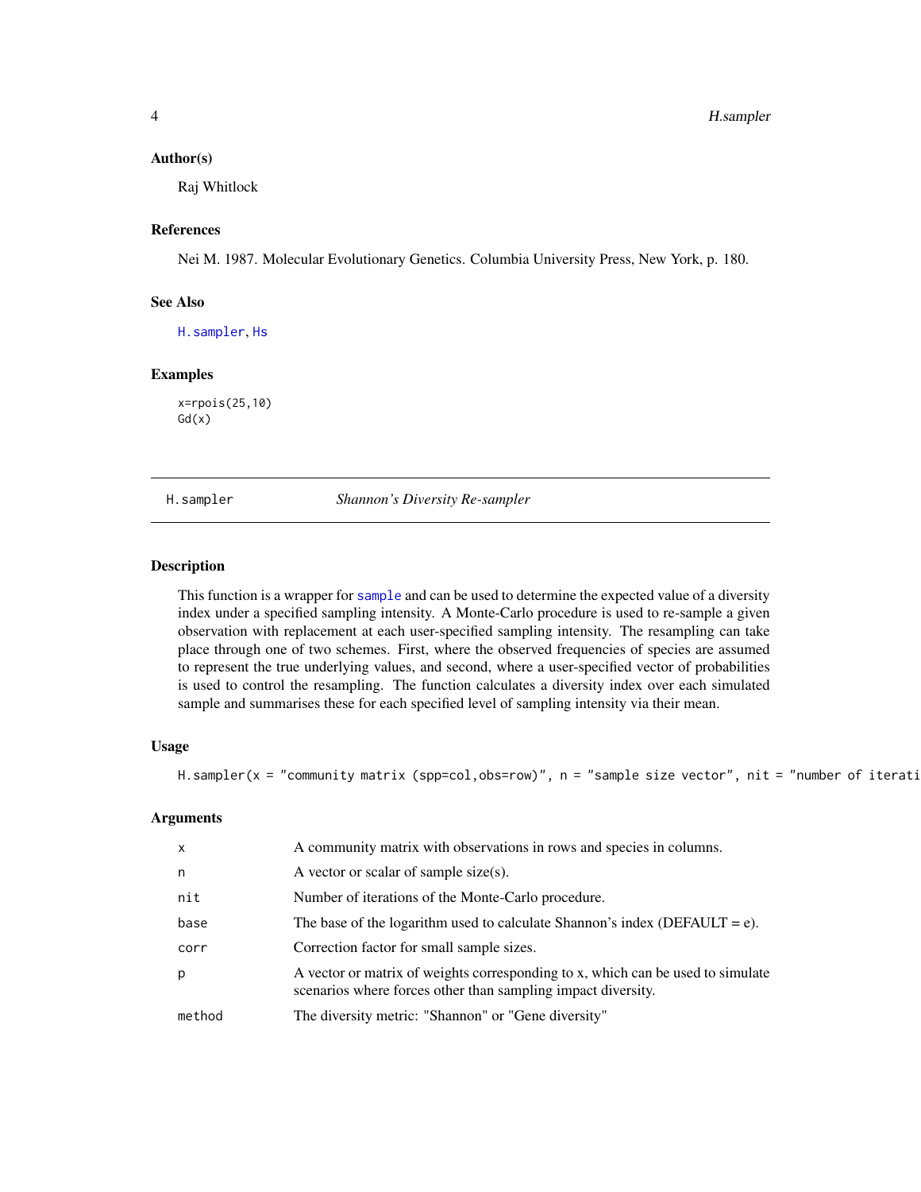### Author(s)

Raj Whitlock

### References

Nei M. 1987. Molecular Evolutionary Genetics. Columbia University Press, New York, p. 180.

### See Also

H.sampler, Hs

### Examples

```
x=rpois(25,10)
Gd(x)
```

---

## H.sampler — *Shannon's Diversity Re-sampler*

### Description

This function is a wrapper for sample and can be used to determine the expected value of a diversity index under a specified sampling intensity. A Monte-Carlo procedure is used to re-sample a given observation with replacement at each user-specified sampling intensity. The resampling can take place through one of two schemes. First, where the observed frequencies of species are assumed to represent the true underlying values, and second, where a user-specified vector of probabilities is used to control the resampling. The function calculates a diversity index over each simulated sample and summarises these for each specified level of sampling intensity via their mean.

### Usage

```
H.sampler(x = "community matrix (spp=col,obs=row)", n = "sample size vector", nit = "number of iterati
```

### Arguments

| | |
|---|---|
| x | A community matrix with observations in rows and species in columns. |
| n | A vector or scalar of sample size(s). |
| nit | Number of iterations of the Monte-Carlo procedure. |
| base | The base of the logarithm used to calculate Shannon's index (DEFAULT = e). |
| corr | Correction factor for small sample sizes. |
| p | A vector or matrix of weights corresponding to x, which can be used to simulate scenarios where forces other than sampling impact diversity. |
| method | The diversity metric: "Shannon" or "Gene diversity" |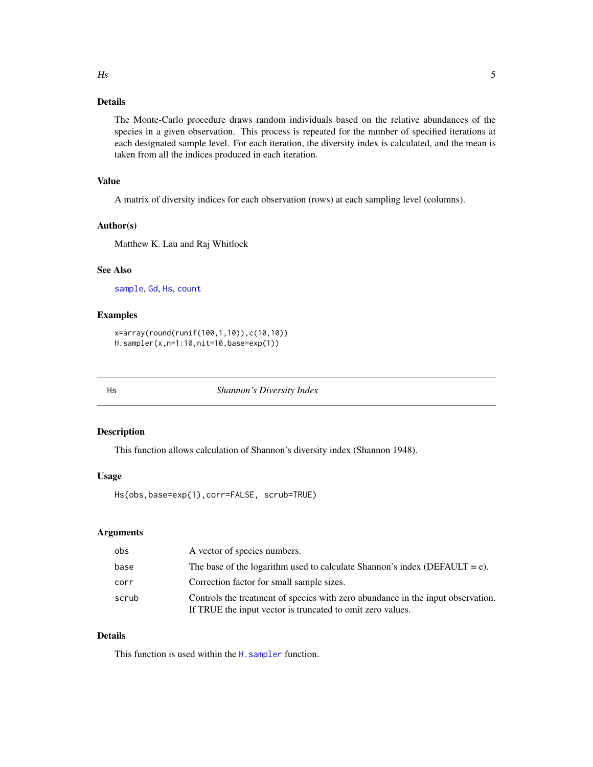## Details

The Monte-Carlo procedure draws random individuals based on the relative abundances of the species in a given observation. This process is repeated for the number of specified iterations at each designated sample level. For each iteration, the diversity index is calculated, and the mean is taken from all the indices produced in each iteration.

## Value

A matrix of diversity indices for each observation (rows) at each sampling level (columns).

## Author(s)

Matthew K. Lau and Raj Whitlock

## See Also

`sample`, `Gd`, `Hs`, `count`

## Examples

```
x=array(round(runif(100,1,10)),c(10,10))
H.sampler(x,n=1:10,nit=10,base=exp(1))
```

---

# Hs *Shannon's Diversity Index*

## Description

This function allows calculation of Shannon's diversity index (Shannon 1948).

## Usage

```
Hs(obs,base=exp(1),corr=FALSE, scrub=TRUE)
```

## Arguments

| | |
|---|---|
| obs | A vector of species numbers. |
| base | The base of the logarithm used to calculate Shannon's index (DEFAULT = e). |
| corr | Correction factor for small sample sizes. |
| scrub | Controls the treatment of species with zero abundance in the input observation. If TRUE the input vector is truncated to omit zero values. |

## Details

This function is used within the `H.sampler` function.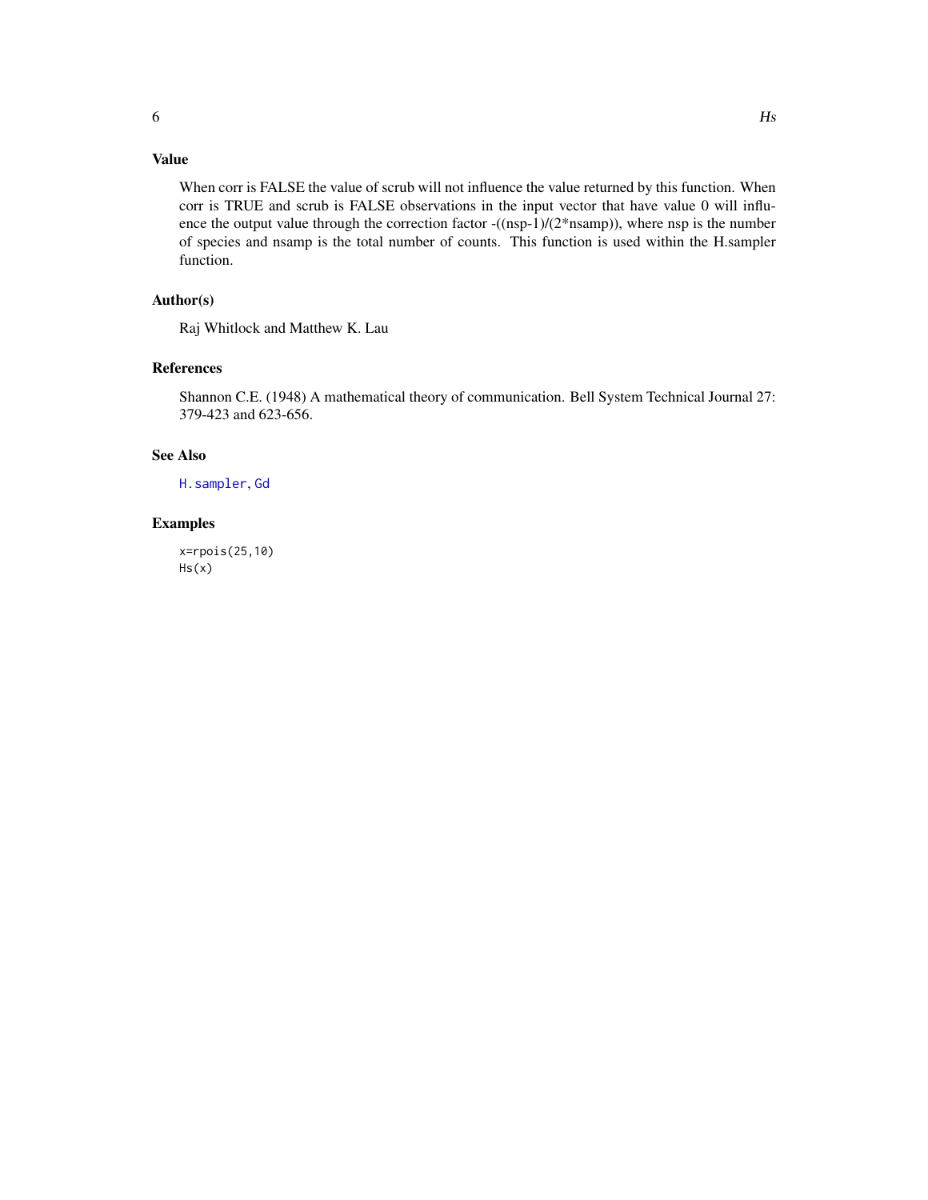### Value

When corr is FALSE the value of scrub will not influence the value returned by this function. When corr is TRUE and scrub is FALSE observations in the input vector that have value 0 will influence the output value through the correction factor -((nsp-1)/(2*nsamp)), where nsp is the number of species and nsamp is the total number of counts. This function is used within the H.sampler function.

### Author(s)

Raj Whitlock and Matthew K. Lau

### References

Shannon C.E. (1948) A mathematical theory of communication. Bell System Technical Journal 27: 379-423 and 623-656.

### See Also

H.sampler, Gd

### Examples

```
x=rpois(25,10)
Hs(x)
```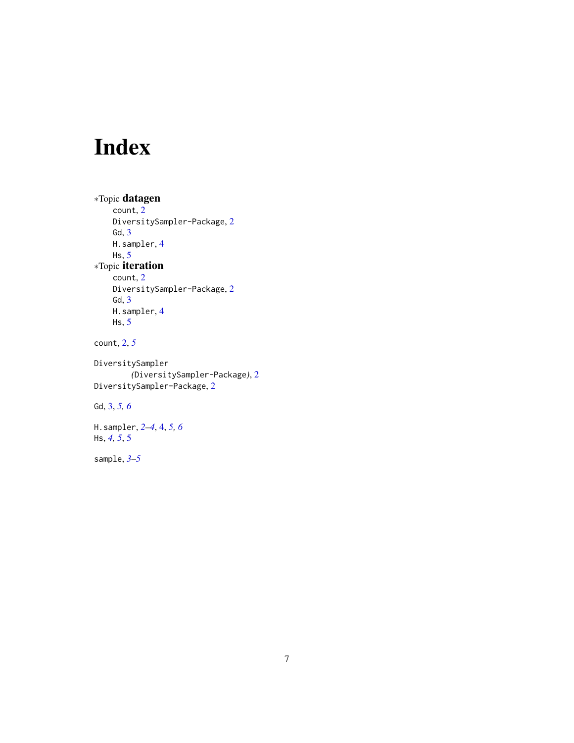# Index

∗Topic **datagen**

- count, 2
- DiversitySampler-Package, 2
- Gd, 3
- H.sampler, 4
- Hs, 5

∗Topic **iteration**

- count, 2
- DiversitySampler-Package, 2
- Gd, 3
- H.sampler, 4
- Hs, 5

count, 2, *5*

DiversitySampler
  *(*DiversitySampler-Package*)*, 2
DiversitySampler-Package, 2

Gd, 3, *5, 6*

H.sampler, *2–4*, 4, *5, 6*
Hs, *4, 5*, 5

sample, *3–5*